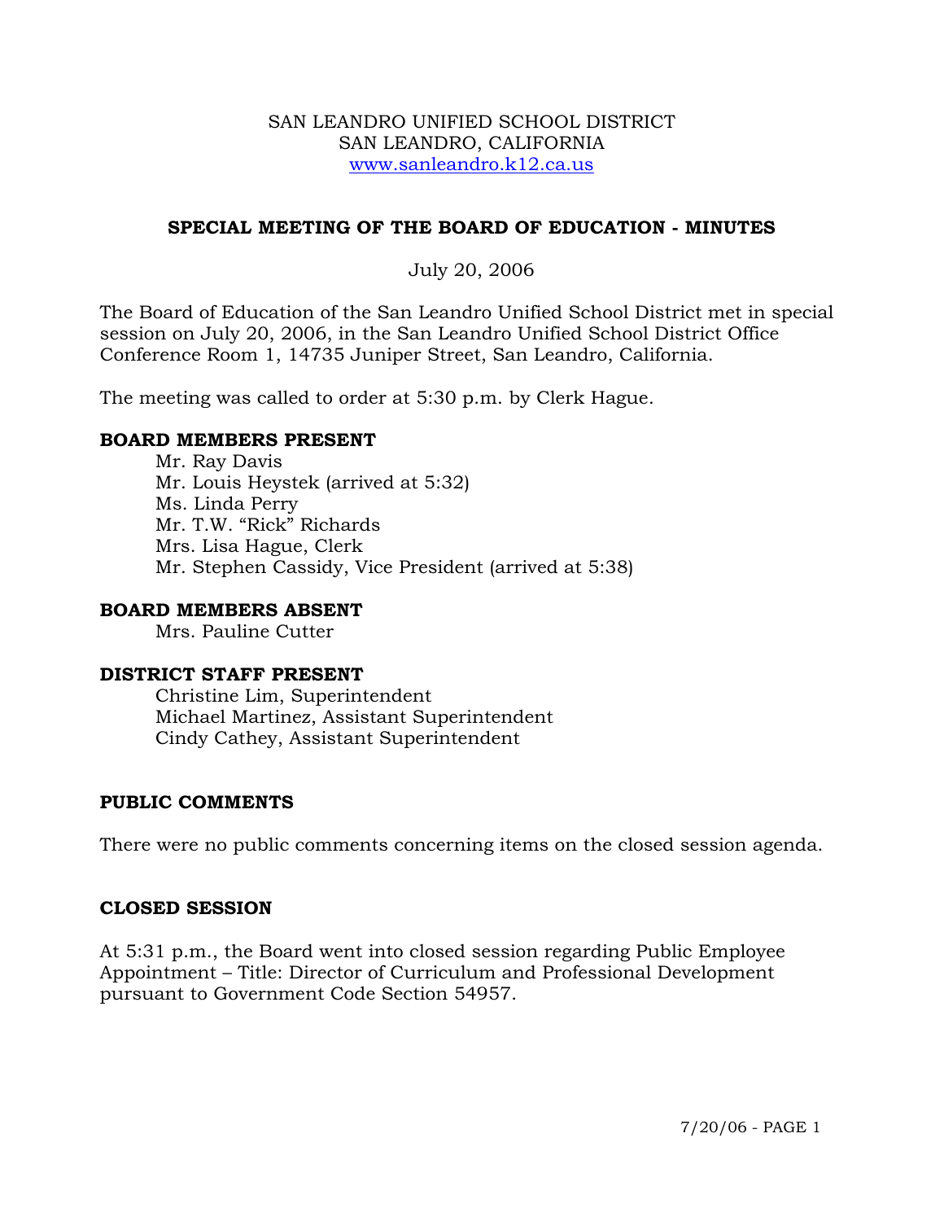SAN LEANDRO UNIFIED SCHOOL DISTRICT
SAN LEANDRO, CALIFORNIA
www.sanleandro.k12.ca.us

# SPECIAL MEETING OF THE BOARD OF EDUCATION - MINUTES

July 20, 2006

The Board of Education of the San Leandro Unified School District met in special session on July 20, 2006, in the San Leandro Unified School District Office Conference Room 1, 14735 Juniper Street, San Leandro, California.

The meeting was called to order at 5:30 p.m. by Clerk Hague.

## BOARD MEMBERS PRESENT

Mr. Ray Davis
Mr. Louis Heystek (arrived at 5:32)
Ms. Linda Perry
Mr. T.W. "Rick" Richards
Mrs. Lisa Hague, Clerk
Mr. Stephen Cassidy, Vice President (arrived at 5:38)

## BOARD MEMBERS ABSENT

Mrs. Pauline Cutter

## DISTRICT STAFF PRESENT

Christine Lim, Superintendent
Michael Martinez, Assistant Superintendent
Cindy Cathey, Assistant Superintendent

## PUBLIC COMMENTS

There were no public comments concerning items on the closed session agenda.

## CLOSED SESSION

At 5:31 p.m., the Board went into closed session regarding Public Employee Appointment – Title: Director of Curriculum and Professional Development pursuant to Government Code Section 54957.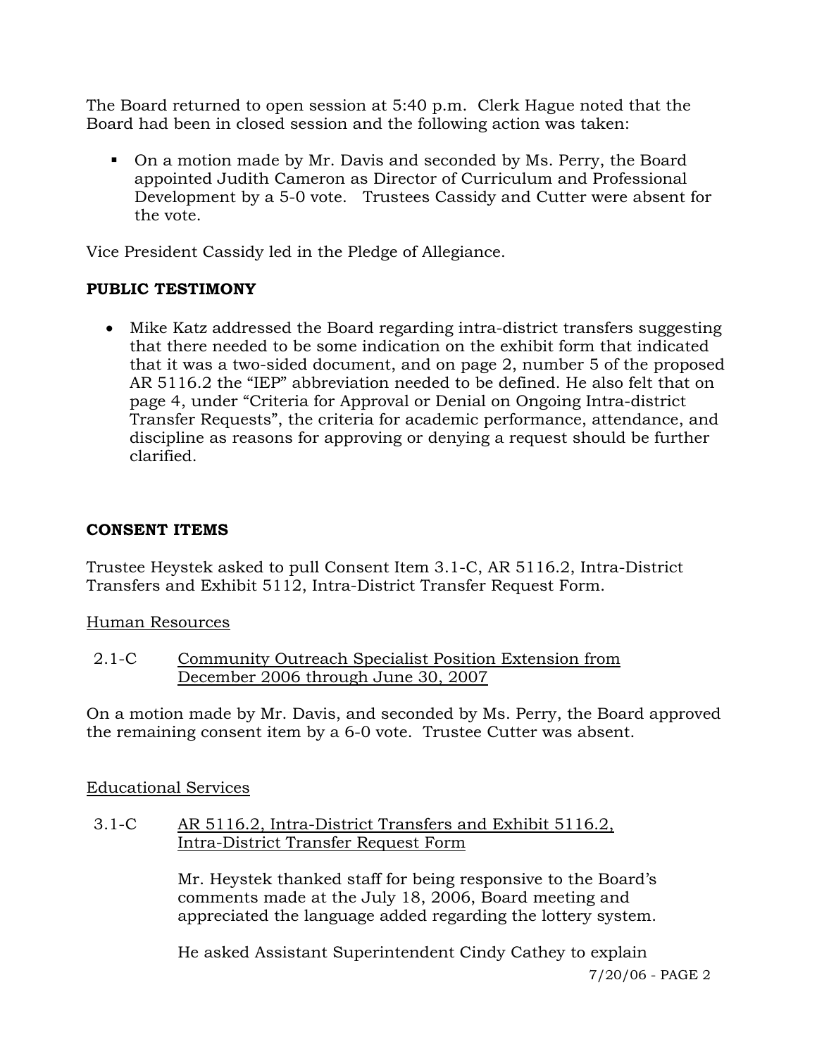The Board returned to open session at 5:40 p.m. Clerk Hague noted that the Board had been in closed session and the following action was taken:

- On a motion made by Mr. Davis and seconded by Ms. Perry, the Board appointed Judith Cameron as Director of Curriculum and Professional Development by a 5-0 vote. Trustees Cassidy and Cutter were absent for the vote.

Vice President Cassidy led in the Pledge of Allegiance.

**PUBLIC TESTIMONY**

- Mike Katz addressed the Board regarding intra-district transfers suggesting that there needed to be some indication on the exhibit form that indicated that it was a two-sided document, and on page 2, number 5 of the proposed AR 5116.2 the "IEP" abbreviation needed to be defined. He also felt that on page 4, under "Criteria for Approval or Denial on Ongoing Intra-district Transfer Requests", the criteria for academic performance, attendance, and discipline as reasons for approving or denying a request should be further clarified.

**CONSENT ITEMS**

Trustee Heystek asked to pull Consent Item 3.1-C, AR 5116.2, Intra-District Transfers and Exhibit 5112, Intra-District Transfer Request Form.

Human Resources

2.1-C Community Outreach Specialist Position Extension from December 2006 through June 30, 2007

On a motion made by Mr. Davis, and seconded by Ms. Perry, the Board approved the remaining consent item by a 6-0 vote. Trustee Cutter was absent.

Educational Services

3.1-C AR 5116.2, Intra-District Transfers and Exhibit 5116.2, Intra-District Transfer Request Form

Mr. Heystek thanked staff for being responsive to the Board's comments made at the July 18, 2006, Board meeting and appreciated the language added regarding the lottery system.

He asked Assistant Superintendent Cindy Cathey to explain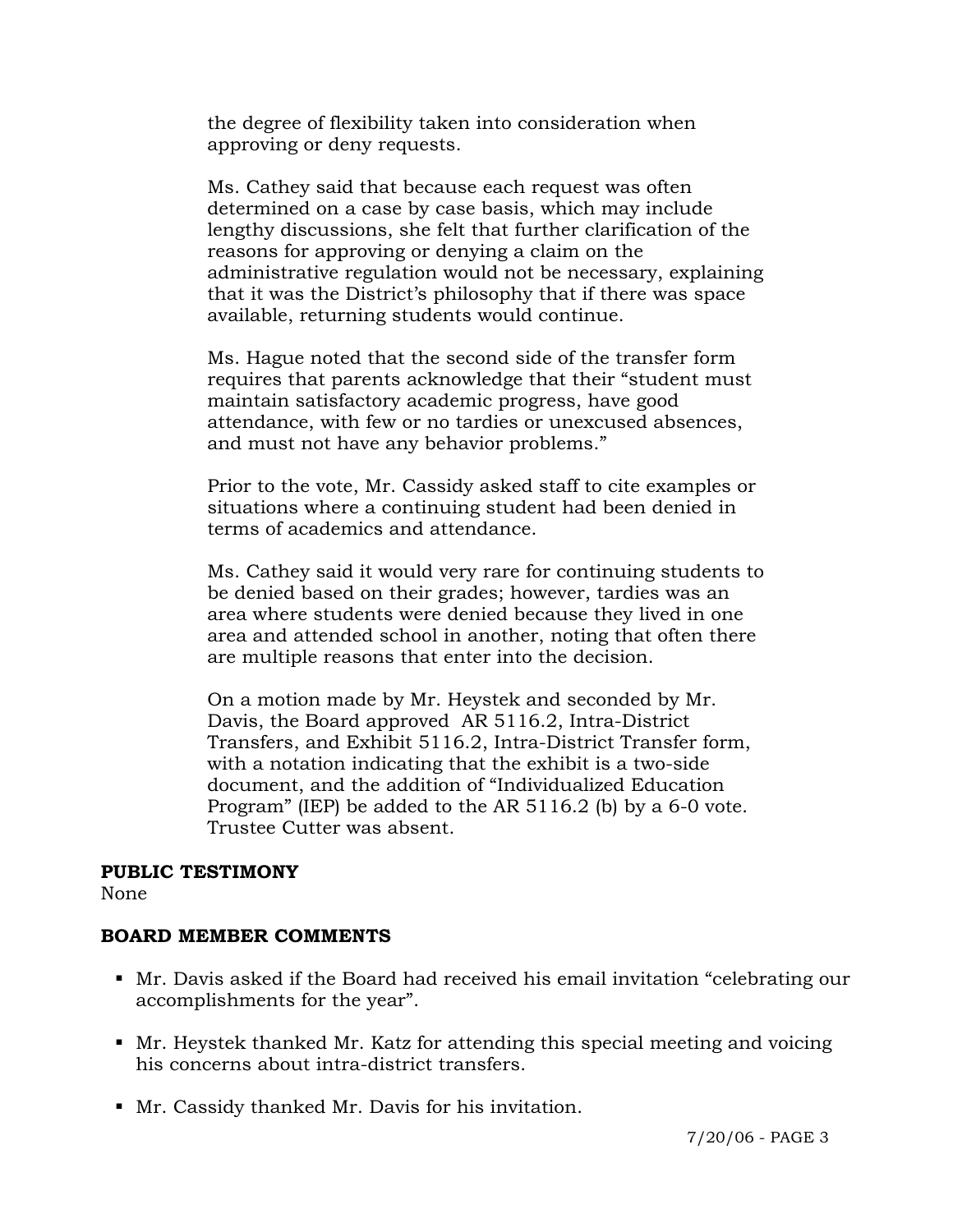the degree of flexibility taken into consideration when approving or deny requests.

Ms. Cathey said that because each request was often determined on a case by case basis, which may include lengthy discussions, she felt that further clarification of the reasons for approving or denying a claim on the administrative regulation would not be necessary, explaining that it was the District's philosophy that if there was space available, returning students would continue.

Ms. Hague noted that the second side of the transfer form requires that parents acknowledge that their "student must maintain satisfactory academic progress, have good attendance, with few or no tardies or unexcused absences, and must not have any behavior problems."

Prior to the vote, Mr. Cassidy asked staff to cite examples or situations where a continuing student had been denied in terms of academics and attendance.

Ms. Cathey said it would very rare for continuing students to be denied based on their grades; however, tardies was an area where students were denied because they lived in one area and attended school in another, noting that often there are multiple reasons that enter into the decision.

On a motion made by Mr. Heystek and seconded by Mr. Davis, the Board approved AR 5116.2, Intra-District Transfers, and Exhibit 5116.2, Intra-District Transfer form, with a notation indicating that the exhibit is a two-side document, and the addition of "Individualized Education Program" (IEP) be added to the AR 5116.2 (b) by a 6-0 vote. Trustee Cutter was absent.

**PUBLIC TESTIMONY**

None

**BOARD MEMBER COMMENTS**

- Mr. Davis asked if the Board had received his email invitation "celebrating our accomplishments for the year".
- Mr. Heystek thanked Mr. Katz for attending this special meeting and voicing his concerns about intra-district transfers.
- Mr. Cassidy thanked Mr. Davis for his invitation.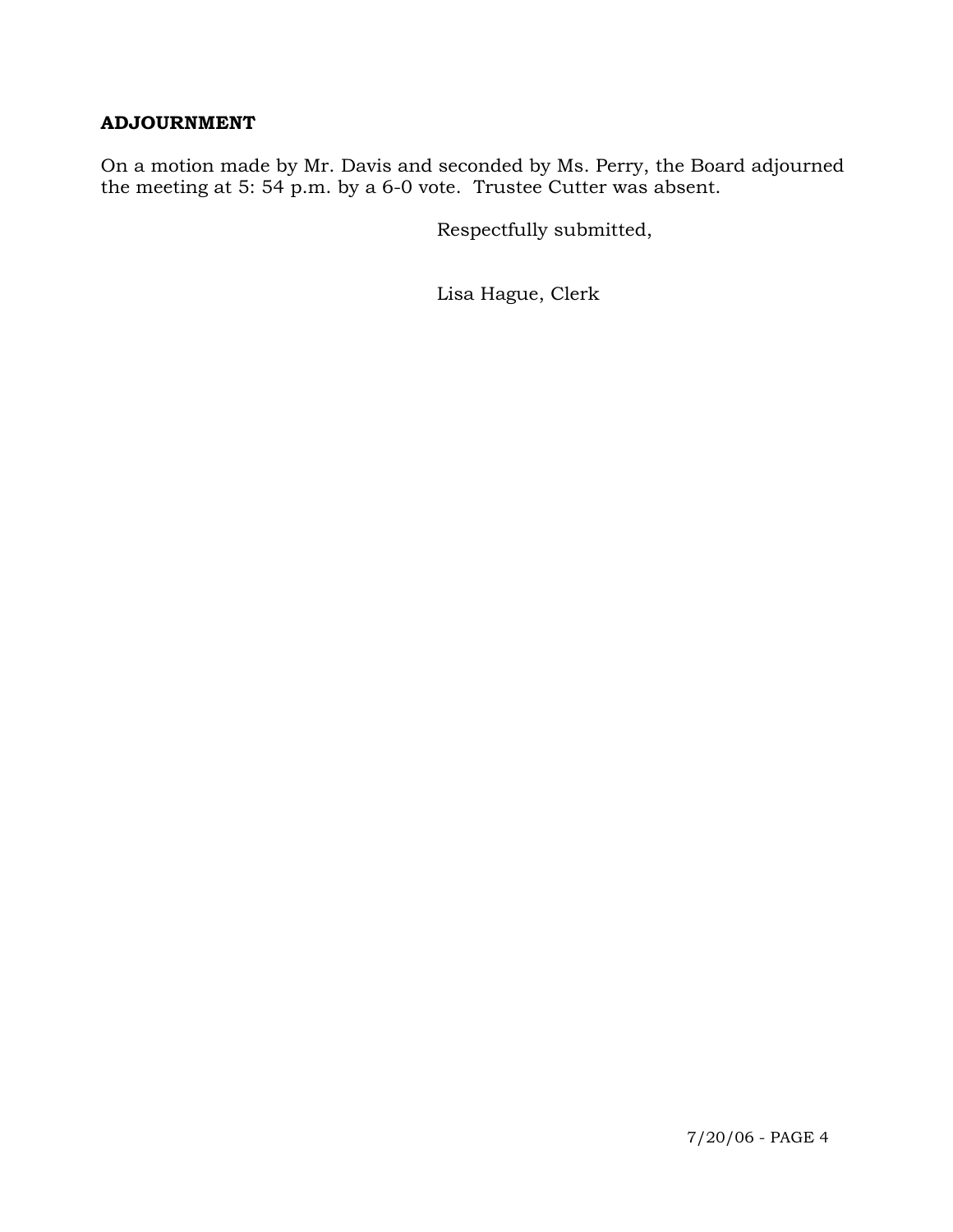**ADJOURNMENT**

On a motion made by Mr. Davis and seconded by Ms. Perry, the Board adjourned the meeting at 5: 54 p.m. by a 6-0 vote. Trustee Cutter was absent.

Respectfully submitted,

Lisa Hague, Clerk